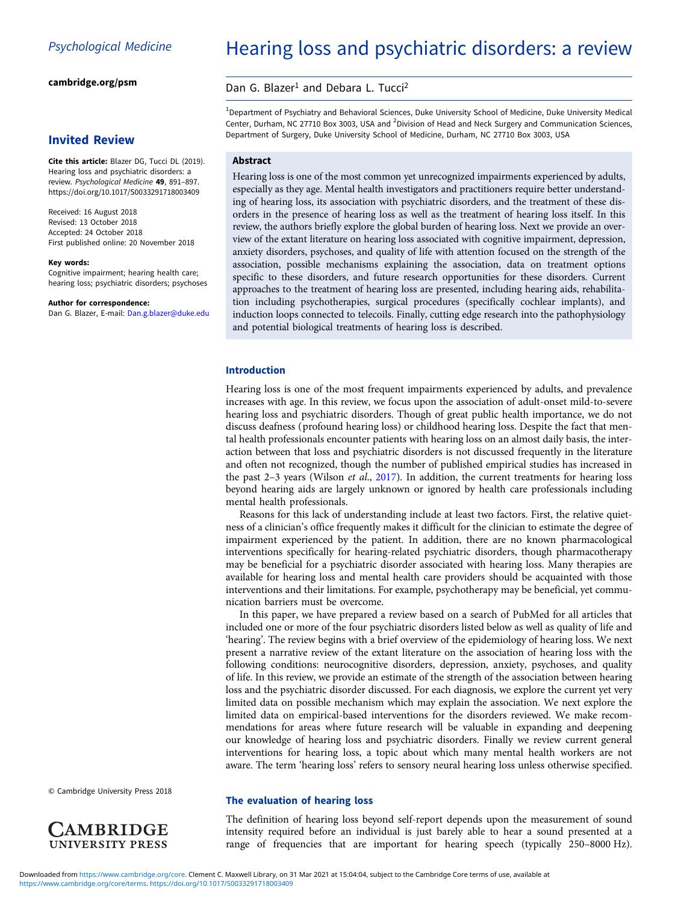# Hearing loss and psychiatric disorders: a review

Dan G. Blazer[1] and Debara L. Tucci[2]

[1]Department of Psychiatry and Behavioral Sciences, Duke University School of Medicine, Duke University Medical Center, Durham, NC 27710 Box 3003, USA and [2]Division of Head and Neck Surgery and Communication Sciences, Department of Surgery, Duke University School of Medicine, Durham, NC 27710 Box 3003, USA

**Invited Review**

**Cite this article:** Blazer DG, Tucci DL (2019). Hearing loss and psychiatric disorders: a review. *Psychological Medicine* **49**, 891–897. https://doi.org/10.1017/S0033291718003409

Received: 16 August 2018
Revised: 13 October 2018
Accepted: 24 October 2018
First published online: 20 November 2018

**Key words:**
Cognitive impairment; hearing health care; hearing loss; psychiatric disorders; psychoses

**Author for correspondence:**
Dan G. Blazer, E-mail: Dan.g.blazer@duke.edu

© Cambridge University Press 2018

## Abstract

Hearing loss is one of the most common yet unrecognized impairments experienced by adults, especially as they age. Mental health investigators and practitioners require better understanding of hearing loss, its association with psychiatric disorders, and the treatment of these disorders in the presence of hearing loss as well as the treatment of hearing loss itself. In this review, the authors briefly explore the global burden of hearing loss. Next we provide an overview of the extant literature on hearing loss associated with cognitive impairment, depression, anxiety disorders, psychoses, and quality of life with attention focused on the strength of the association, possible mechanisms explaining the association, data on treatment options specific to these disorders, and future research opportunities for these disorders. Current approaches to the treatment of hearing loss are presented, including hearing aids, rehabilitation including psychotherapies, surgical procedures (specifically cochlear implants), and induction loops connected to telecoils. Finally, cutting edge research into the pathophysiology and potential biological treatments of hearing loss is described.

## Introduction

Hearing loss is one of the most frequent impairments experienced by adults, and prevalence increases with age. In this review, we focus upon the association of adult-onset mild-to-severe hearing loss and psychiatric disorders. Though of great public health importance, we do not discuss deafness (profound hearing loss) or childhood hearing loss. Despite the fact that mental health professionals encounter patients with hearing loss on an almost daily basis, the interaction between that loss and psychiatric disorders is not discussed frequently in the literature and often not recognized, though the number of published empirical studies has increased in the past 2–3 years (Wilson *et al.*, 2017). In addition, the current treatments for hearing loss beyond hearing aids are largely unknown or ignored by health care professionals including mental health professionals.

Reasons for this lack of understanding include at least two factors. First, the relative quietness of a clinician's office frequently makes it difficult for the clinician to estimate the degree of impairment experienced by the patient. In addition, there are no known pharmacological interventions specifically for hearing-related psychiatric disorders, though pharmacotherapy may be beneficial for a psychiatric disorder associated with hearing loss. Many therapies are available for hearing loss and mental health care providers should be acquainted with those interventions and their limitations. For example, psychotherapy may be beneficial, yet communication barriers must be overcome.

In this paper, we have prepared a review based on a search of PubMed for all articles that included one or more of the four psychiatric disorders listed below as well as quality of life and 'hearing'. The review begins with a brief overview of the epidemiology of hearing loss. We next present a narrative review of the extant literature on the association of hearing loss with the following conditions: neurocognitive disorders, depression, anxiety, psychoses, and quality of life. In this review, we provide an estimate of the strength of the association between hearing loss and the psychiatric disorder discussed. For each diagnosis, we explore the current yet very limited data on possible mechanism which may explain the association. We next explore the limited data on empirical-based interventions for the disorders reviewed. We make recommendations for areas where future research will be valuable in expanding and deepening our knowledge of hearing loss and psychiatric disorders. Finally we review current general interventions for hearing loss, a topic about which many mental health workers are not aware. The term 'hearing loss' refers to sensory neural hearing loss unless otherwise specified.

## The evaluation of hearing loss

The definition of hearing loss beyond self-report depends upon the measurement of sound intensity required before an individual is just barely able to hear a sound presented at a range of frequencies that are important for hearing speech (typically 250–8000 Hz).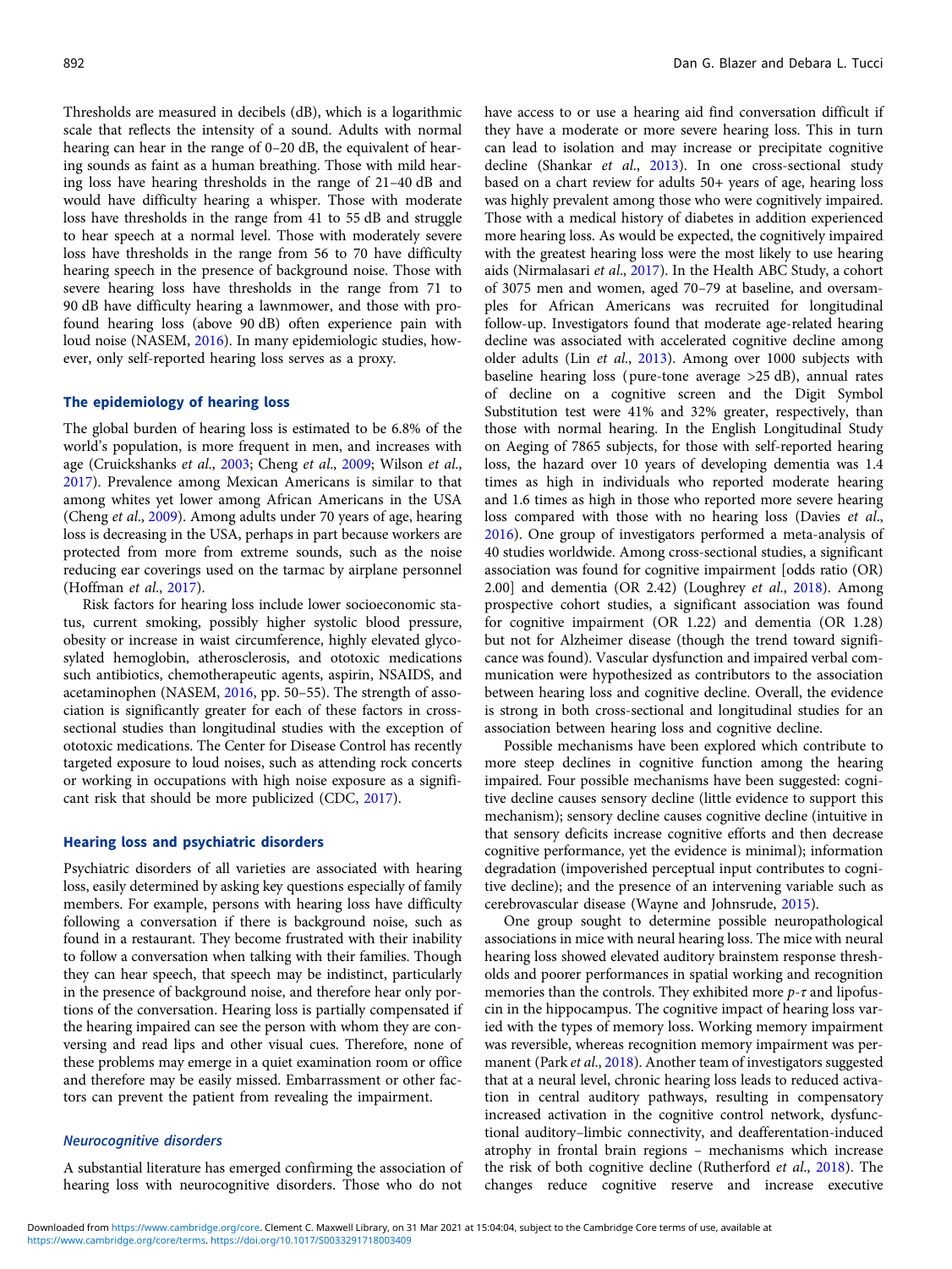Thresholds are measured in decibels (dB), which is a logarithmic scale that reflects the intensity of a sound. Adults with normal hearing can hear in the range of 0–20 dB, the equivalent of hearing sounds as faint as a human breathing. Those with mild hearing loss have hearing thresholds in the range of 21–40 dB and would have difficulty hearing a whisper. Those with moderate loss have thresholds in the range from 41 to 55 dB and struggle to hear speech at a normal level. Those with moderately severe loss have thresholds in the range from 56 to 70 have difficulty hearing speech in the presence of background noise. Those with severe hearing loss have thresholds in the range from 71 to 90 dB have difficulty hearing a lawnmower, and those with profound hearing loss (above 90 dB) often experience pain with loud noise (NASEM, 2016). In many epidemiologic studies, however, only self-reported hearing loss serves as a proxy.

## The epidemiology of hearing loss

The global burden of hearing loss is estimated to be 6.8% of the world's population, is more frequent in men, and increases with age (Cruickshanks *et al.*, 2003; Cheng *et al.*, 2009; Wilson *et al.*, 2017). Prevalence among Mexican Americans is similar to that among whites yet lower among African Americans in the USA (Cheng *et al.*, 2009). Among adults under 70 years of age, hearing loss is decreasing in the USA, perhaps in part because workers are protected from more from extreme sounds, such as the noise reducing ear coverings used on the tarmac by airplane personnel (Hoffman *et al.*, 2017).

Risk factors for hearing loss include lower socioeconomic status, current smoking, possibly higher systolic blood pressure, obesity or increase in waist circumference, highly elevated glycosylated hemoglobin, atherosclerosis, and ototoxic medications such antibiotics, chemotherapeutic agents, aspirin, NSAIDS, and acetaminophen (NASEM, 2016, pp. 50–55). The strength of association is significantly greater for each of these factors in cross-sectional studies than longitudinal studies with the exception of ototoxic medications. The Center for Disease Control has recently targeted exposure to loud noises, such as attending rock concerts or working in occupations with high noise exposure as a significant risk that should be more publicized (CDC, 2017).

## Hearing loss and psychiatric disorders

Psychiatric disorders of all varieties are associated with hearing loss, easily determined by asking key questions especially of family members. For example, persons with hearing loss have difficulty following a conversation if there is background noise, such as found in a restaurant. They become frustrated with their inability to follow a conversation when talking with their families. Though they can hear speech, that speech may be indistinct, particularly in the presence of background noise, and therefore hear only portions of the conversation. Hearing loss is partially compensated if the hearing impaired can see the person with whom they are conversing and read lips and other visual cues. Therefore, none of these problems may emerge in a quiet examination room or office and therefore may be easily missed. Embarrassment or other factors can prevent the patient from revealing the impairment.

### *Neurocognitive disorders*

A substantial literature has emerged confirming the association of hearing loss with neurocognitive disorders. Those who do not have access to or use a hearing aid find conversation difficult if they have a moderate or more severe hearing loss. This in turn can lead to isolation and may increase or precipitate cognitive decline (Shankar *et al.*, 2013). In one cross-sectional study based on a chart review for adults 50+ years of age, hearing loss was highly prevalent among those who were cognitively impaired. Those with a medical history of diabetes in addition experienced more hearing loss. As would be expected, the cognitively impaired with the greatest hearing loss were the most likely to use hearing aids (Nirmalasari *et al.*, 2017). In the Health ABC Study, a cohort of 3075 men and women, aged 70–79 at baseline, and oversamples for African Americans was recruited for longitudinal follow-up. Investigators found that moderate age-related hearing decline was associated with accelerated cognitive decline among older adults (Lin *et al.*, 2013). Among over 1000 subjects with baseline hearing loss (pure-tone average >25 dB), annual rates of decline on a cognitive screen and the Digit Symbol Substitution test were 41% and 32% greater, respectively, than those with normal hearing. In the English Longitudinal Study on Aging of 7865 subjects, for those with self-reported hearing loss, the hazard over 10 years of developing dementia was 1.4 times as high in individuals who reported moderate hearing and 1.6 times as high in those who reported more severe hearing loss compared with those with no hearing loss (Davies *et al.*, 2016). One group of investigators performed a meta-analysis of 40 studies worldwide. Among cross-sectional studies, a significant association was found for cognitive impairment [odds ratio (OR) 2.00] and dementia (OR 2.42) (Loughrey *et al.*, 2018). Among prospective cohort studies, a significant association was found for cognitive impairment (OR 1.22) and dementia (OR 1.28) but not for Alzheimer disease (though the trend toward significance was found). Vascular dysfunction and impaired verbal communication were hypothesized as contributors to the association between hearing loss and cognitive decline. Overall, the evidence is strong in both cross-sectional and longitudinal studies for an association between hearing loss and cognitive decline.

Possible mechanisms have been explored which contribute to more steep declines in cognitive function among the hearing impaired. Four possible mechanisms have been suggested: cognitive decline causes sensory decline (little evidence to support this mechanism); sensory decline causes cognitive decline (intuitive in that sensory deficits increase cognitive efforts and then decrease cognitive performance, yet the evidence is minimal); information degradation (impoverished perceptual input contributes to cognitive decline); and the presence of an intervening variable such as cerebrovascular disease (Wayne and Johnsrude, 2015).

One group sought to determine possible neuropathological associations in mice with neural hearing loss. The mice with neural hearing loss showed elevated auditory brainstem response thresholds and poorer performances in spatial working and recognition memories than the controls. They exhibited more $p$-$\tau$ and lipofuscin in the hippocampus. The cognitive impact of hearing loss varied with the types of memory loss. Working memory impairment was reversible, whereas recognition memory impairment was permanent (Park *et al.*, 2018). Another team of investigators suggested that at a neural level, chronic hearing loss leads to reduced activation in central auditory pathways, resulting in compensatory increased activation in the cognitive control network, dysfunctional auditory–limbic connectivity, and deafferentation-induced atrophy in frontal brain regions – mechanisms which increase the risk of both cognitive decline (Rutherford *et al.*, 2018). The changes reduce cognitive reserve and increase executive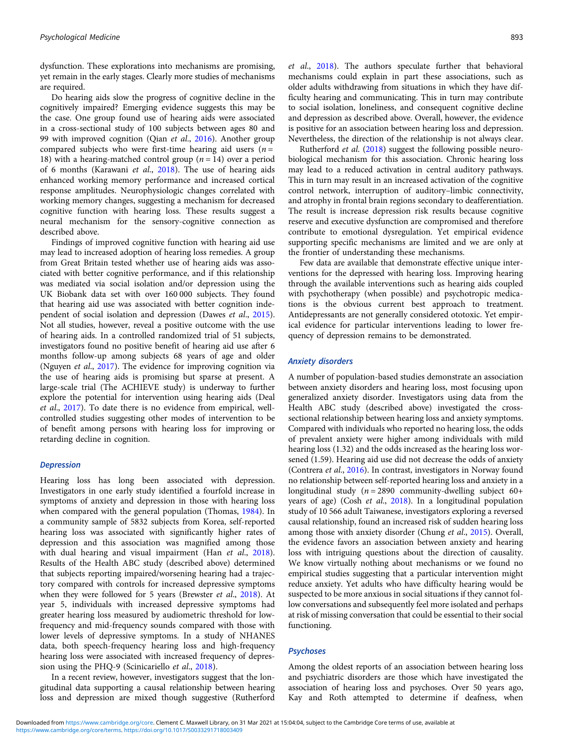dysfunction. These explorations into mechanisms are promising, yet remain in the early stages. Clearly more studies of mechanisms are required.

Do hearing aids slow the progress of cognitive decline in the cognitively impaired? Emerging evidence suggests this may be the case. One group found use of hearing aids were associated in a cross-sectional study of 100 subjects between ages 80 and 99 with improved cognition (Qian *et al.*, 2016). Another group compared subjects who were first-time hearing aid users ($n$ = 18) with a hearing-matched control group ($n$ = 14) over a period of 6 months (Karawani *et al.*, 2018). The use of hearing aids enhanced working memory performance and increased cortical response amplitudes. Neurophysiologic changes correlated with working memory changes, suggesting a mechanism for decreased cognitive function with hearing loss. These results suggest a neural mechanism for the sensory-cognitive connection as described above.

Findings of improved cognitive function with hearing aid use may lead to increased adoption of hearing loss remedies. A group from Great Britain tested whether use of hearing aids was associated with better cognitive performance, and if this relationship was mediated via social isolation and/or depression using the UK Biobank data set with over 160 000 subjects. They found that hearing aid use was associated with better cognition independent of social isolation and depression (Dawes *et al.*, 2015). Not all studies, however, reveal a positive outcome with the use of hearing aids. In a controlled randomized trial of 51 subjects, investigators found no positive benefit of hearing aid use after 6 months follow-up among subjects 68 years of age and older (Nguyen *et al.*, 2017). The evidence for improving cognition via the use of hearing aids is promising but sparse at present. A large-scale trial (The ACHIEVE study) is underway to further explore the potential for intervention using hearing aids (Deal *et al.*, 2017). To date there is no evidence from empirical, well-controlled studies suggesting other modes of intervention to be of benefit among persons with hearing loss for improving or retarding decline in cognition.

### *Depression*

Hearing loss has long been associated with depression. Investigators in one early study identified a fourfold increase in symptoms of anxiety and depression in those with hearing loss when compared with the general population (Thomas, 1984). In a community sample of 5832 subjects from Korea, self-reported hearing loss was associated with significantly higher rates of depression and this association was magnified among those with dual hearing and visual impairment (Han *et al.*, 2018). Results of the Health ABC study (described above) determined that subjects reporting impaired/worsening hearing had a trajectory compared with controls for increased depressive symptoms when they were followed for 5 years (Brewster *et al.*, 2018). At year 5, individuals with increased depressive symptoms had greater hearing loss measured by audiometric threshold for low-frequency and mid-frequency sounds compared with those with lower levels of depressive symptoms. In a study of NHANES data, both speech-frequency hearing loss and high-frequency hearing loss were associated with increased frequency of depression using the PHQ-9 (Scinicariello *et al.*, 2018).

In a recent review, however, investigators suggest that the longitudinal data supporting a causal relationship between hearing loss and depression are mixed though suggestive (Rutherford *et al.*, 2018). The authors speculate further that behavioral mechanisms could explain in part these associations, such as older adults withdrawing from situations in which they have difficulty hearing and communicating. This in turn may contribute to social isolation, loneliness, and consequent cognitive decline and depression as described above. Overall, however, the evidence is positive for an association between hearing loss and depression. Nevertheless, the direction of the relationship is not always clear.

Rutherford *et al.* (2018) suggest the following possible neurobiological mechanism for this association. Chronic hearing loss may lead to a reduced activation in central auditory pathways. This in turn may result in an increased activation of the cognitive control network, interruption of auditory–limbic connectivity, and atrophy in frontal brain regions secondary to deafferentiation. The result is increase depression risk results because cognitive reserve and executive dysfunction are compromised and therefore contribute to emotional dysregulation. Yet empirical evidence supporting specific mechanisms are limited and we are only at the frontier of understanding these mechanisms.

Few data are available that demonstrate effective unique interventions for the depressed with hearing loss. Improving hearing through the available interventions such as hearing aids coupled with psychotherapy (when possible) and psychotropic medications is the obvious current best approach to treatment. Antidepressants are not generally considered ototoxic. Yet empirical evidence for particular interventions leading to lower frequency of depression remains to be demonstrated.

### *Anxiety disorders*

A number of population-based studies demonstrate an association between anxiety disorders and hearing loss, most focusing upon generalized anxiety disorder. Investigators using data from the Health ABC study (described above) investigated the cross-sectional relationship between hearing loss and anxiety symptoms. Compared with individuals who reported no hearing loss, the odds of prevalent anxiety were higher among individuals with mild hearing loss (1.32) and the odds increased as the hearing loss worsened (1.59). Hearing aid use did not decrease the odds of anxiety (Contrera *et al.*, 2016). In contrast, investigators in Norway found no relationship between self-reported hearing loss and anxiety in a longitudinal study ($n$ = 2890 community-dwelling subject 60+ years of age) (Cosh *et al.*, 2018). In a longitudinal population study of 10 566 adult Taiwanese, investigators exploring a reversed causal relationship, found an increased risk of sudden hearing loss among those with anxiety disorder (Chung *et al.*, 2015). Overall, the evidence favors an association between anxiety and hearing loss with intriguing questions about the direction of causality. We know virtually nothing about mechanisms or we found no empirical studies suggesting that a particular intervention might reduce anxiety. Yet adults who have difficulty hearing would be suspected to be more anxious in social situations if they cannot follow conversations and subsequently feel more isolated and perhaps at risk of missing conversation that could be essential to their social functioning.

### *Psychoses*

Among the oldest reports of an association between hearing loss and psychiatric disorders are those which have investigated the association of hearing loss and psychoses. Over 50 years ago, Kay and Roth attempted to determine if deafness, when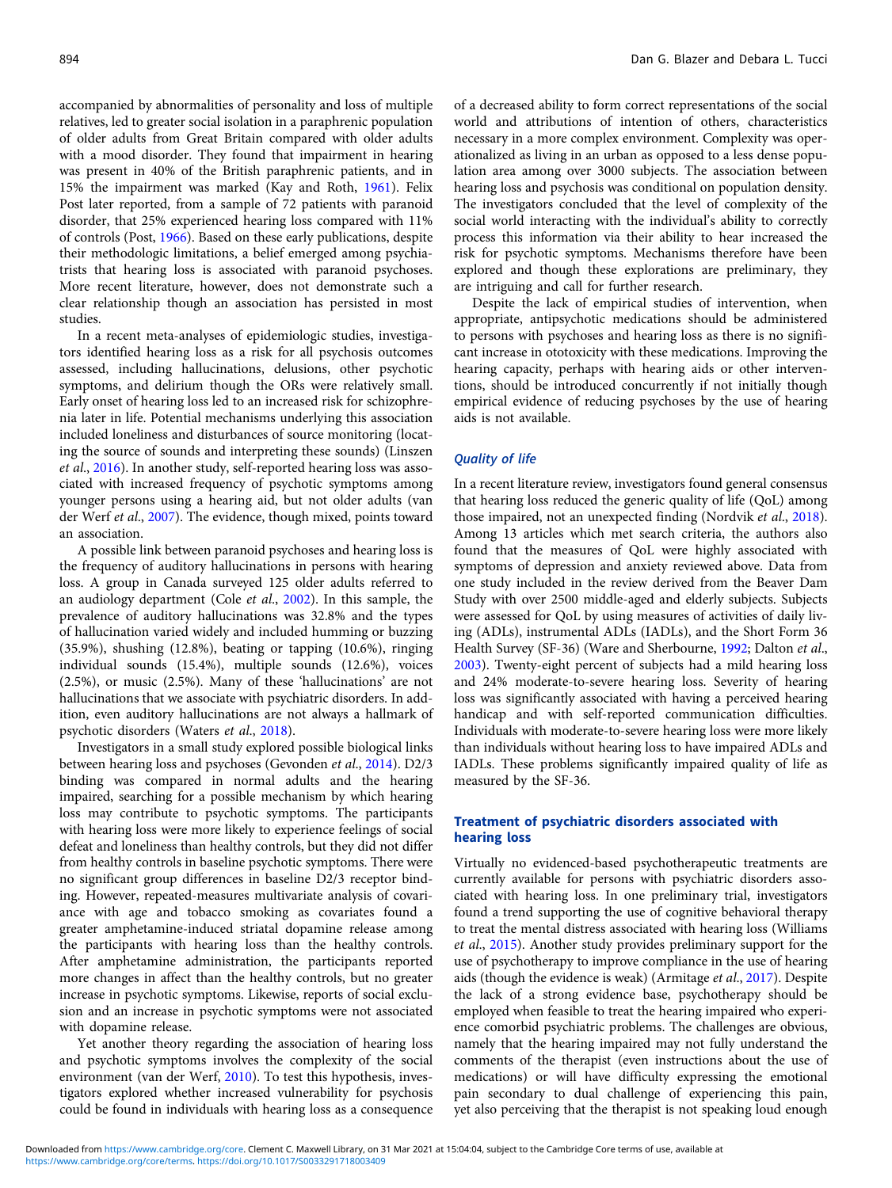accompanied by abnormalities of personality and loss of multiple relatives, led to greater social isolation in a paraphrenic population of older adults from Great Britain compared with older adults with a mood disorder. They found that impairment in hearing was present in 40% of the British paraphrenic patients, and in 15% the impairment was marked (Kay and Roth, 1961). Felix Post later reported, from a sample of 72 patients with paranoid disorder, that 25% experienced hearing loss compared with 11% of controls (Post, 1966). Based on these early publications, despite their methodologic limitations, a belief emerged among psychiatrists that hearing loss is associated with paranoid psychoses. More recent literature, however, does not demonstrate such a clear relationship though an association has persisted in most studies.

In a recent meta-analyses of epidemiologic studies, investigators identified hearing loss as a risk for all psychosis outcomes assessed, including hallucinations, delusions, other psychotic symptoms, and delirium though the ORs were relatively small. Early onset of hearing loss led to an increased risk for schizophrenia later in life. Potential mechanisms underlying this association included loneliness and disturbances of source monitoring (locating the source of sounds and interpreting these sounds) (Linszen *et al.*, 2016). In another study, self-reported hearing loss was associated with increased frequency of psychotic symptoms among younger persons using a hearing aid, but not older adults (van der Werf *et al.*, 2007). The evidence, though mixed, points toward an association.

A possible link between paranoid psychoses and hearing loss is the frequency of auditory hallucinations in persons with hearing loss. A group in Canada surveyed 125 older adults referred to an audiology department (Cole *et al.*, 2002). In this sample, the prevalence of auditory hallucinations was 32.8% and the types of hallucination varied widely and included humming or buzzing (35.9%), shushing (12.8%), beating or tapping (10.6%), ringing individual sounds (15.4%), multiple sounds (12.6%), voices (2.5%), or music (2.5%). Many of these 'hallucinations' are not hallucinations that we associate with psychiatric disorders. In addition, even auditory hallucinations are not always a hallmark of psychotic disorders (Waters *et al.*, 2018).

Investigators in a small study explored possible biological links between hearing loss and psychoses (Gevonden *et al.*, 2014). D2/3 binding was compared in normal adults and the hearing impaired, searching for a possible mechanism by which hearing loss may contribute to psychotic symptoms. The participants with hearing loss were more likely to experience feelings of social defeat and loneliness than healthy controls, but they did not differ from healthy controls in baseline psychotic symptoms. There were no significant group differences in baseline D2/3 receptor binding. However, repeated-measures multivariate analysis of covariance with age and tobacco smoking as covariates found a greater amphetamine-induced striatal dopamine release among the participants with hearing loss than the healthy controls. After amphetamine administration, the participants reported more changes in affect than the healthy controls, but no greater increase in psychotic symptoms. Likewise, reports of social exclusion and an increase in psychotic symptoms were not associated with dopamine release.

Yet another theory regarding the association of hearing loss and psychotic symptoms involves the complexity of the social environment (van der Werf, 2010). To test this hypothesis, investigators explored whether increased vulnerability for psychosis could be found in individuals with hearing loss as a consequence of a decreased ability to form correct representations of the social world and attributions of intention of others, characteristics necessary in a more complex environment. Complexity was operationalized as living in an urban as opposed to a less dense population area among over 3000 subjects. The association between hearing loss and psychosis was conditional on population density. The investigators concluded that the level of complexity of the social world interacting with the individual's ability to correctly process this information via their ability to hear increased the risk for psychotic symptoms. Mechanisms therefore have been explored and though these explorations are preliminary, they are intriguing and call for further research.

Despite the lack of empirical studies of intervention, when appropriate, antipsychotic medications should be administered to persons with psychoses and hearing loss as there is no significant increase in ototoxicity with these medications. Improving the hearing capacity, perhaps with hearing aids or other interventions, should be introduced concurrently if not initially though empirical evidence of reducing psychoses by the use of hearing aids is not available.

### *Quality of life*

In a recent literature review, investigators found general consensus that hearing loss reduced the generic quality of life (QoL) among those impaired, not an unexpected finding (Nordvik *et al.*, 2018). Among 13 articles which met search criteria, the authors also found that the measures of QoL were highly associated with symptoms of depression and anxiety reviewed above. Data from one study included in the review derived from the Beaver Dam Study with over 2500 middle-aged and elderly subjects. Subjects were assessed for QoL by using measures of activities of daily living (ADLs), instrumental ADLs (IADLs), and the Short Form 36 Health Survey (SF-36) (Ware and Sherbourne, 1992; Dalton *et al.*, 2003). Twenty-eight percent of subjects had a mild hearing loss and 24% moderate-to-severe hearing loss. Severity of hearing loss was significantly associated with having a perceived hearing handicap and with self-reported communication difficulties. Individuals with moderate-to-severe hearing loss were more likely than individuals without hearing loss to have impaired ADLs and IADLs. These problems significantly impaired quality of life as measured by the SF-36.

## Treatment of psychiatric disorders associated with hearing loss

Virtually no evidenced-based psychotherapeutic treatments are currently available for persons with psychiatric disorders associated with hearing loss. In one preliminary trial, investigators found a trend supporting the use of cognitive behavioral therapy to treat the mental distress associated with hearing loss (Williams *et al.*, 2015). Another study provides preliminary support for the use of psychotherapy to improve compliance in the use of hearing aids (though the evidence is weak) (Armitage *et al.*, 2017). Despite the lack of a strong evidence base, psychotherapy should be employed when feasible to treat the hearing impaired who experience comorbid psychiatric problems. The challenges are obvious, namely that the hearing impaired may not fully understand the comments of the therapist (even instructions about the use of medications) or will have difficulty expressing the emotional pain secondary to dual challenge of experiencing this pain, yet also perceiving that the therapist is not speaking loud enough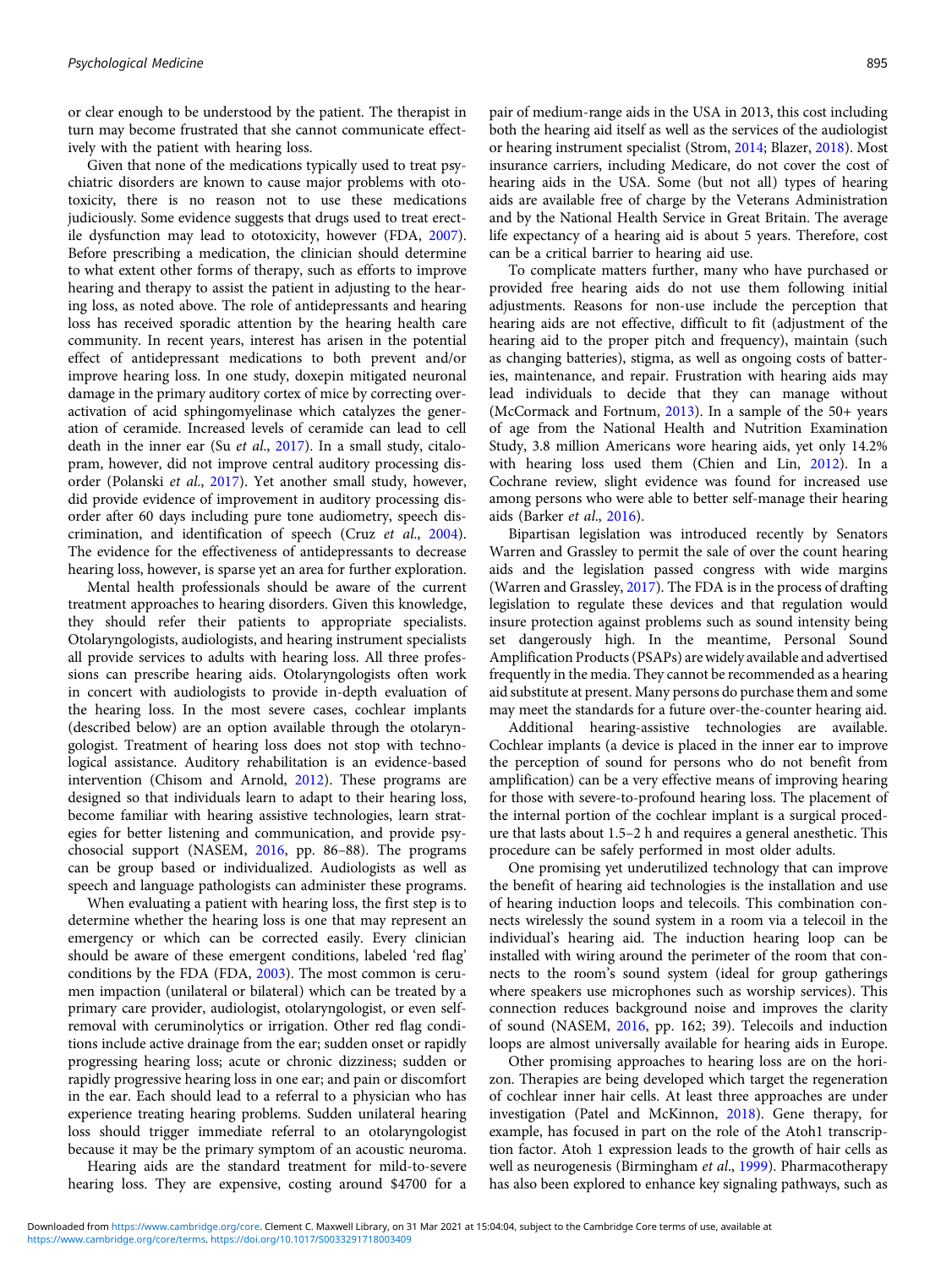or clear enough to be understood by the patient. The therapist in turn may become frustrated that she cannot communicate effectively with the patient with hearing loss.

Given that none of the medications typically used to treat psychiatric disorders are known to cause major problems with ototoxicity, there is no reason not to use these medications judiciously. Some evidence suggests that drugs used to treat erectile dysfunction may lead to ototoxicity, however (FDA, 2007). Before prescribing a medication, the clinician should determine to what extent other forms of therapy, such as efforts to improve hearing and therapy to assist the patient in adjusting to the hearing loss, as noted above. The role of antidepressants and hearing loss has received sporadic attention by the hearing health care community. In recent years, interest has arisen in the potential effect of antidepressant medications to both prevent and/or improve hearing loss. In one study, doxepin mitigated neuronal damage in the primary auditory cortex of mice by correcting over-activation of acid sphingomyelinase which catalyzes the generation of ceramide. Increased levels of ceramide can lead to cell death in the inner ear (Su *et al.*, 2017). In a small study, citalopram, however, did not improve central auditory processing disorder (Polanski *et al.*, 2017). Yet another small study, however, did provide evidence of improvement in auditory processing disorder after 60 days including pure tone audiometry, speech discrimination, and identification of speech (Cruz *et al.*, 2004). The evidence for the effectiveness of antidepressants to decrease hearing loss, however, is sparse yet an area for further exploration.

Mental health professionals should be aware of the current treatment approaches to hearing disorders. Given this knowledge, they should refer their patients to appropriate specialists. Otolaryngologists, audiologists, and hearing instrument specialists all provide services to adults with hearing loss. All three professions can prescribe hearing aids. Otolaryngologists often work in concert with audiologists to provide in-depth evaluation of the hearing loss. In the most severe cases, cochlear implants (described below) are an option available through the otolaryngologist. Treatment of hearing loss does not stop with technological assistance. Auditory rehabilitation is an evidence-based intervention (Chisom and Arnold, 2012). These programs are designed so that individuals learn to adapt to their hearing loss, become familiar with hearing assistive technologies, learn strategies for better listening and communication, and provide psychosocial support (NASEM, 2016, pp. 86–88). The programs can be group based or individualized. Audiologists as well as speech and language pathologists can administer these programs.

When evaluating a patient with hearing loss, the first step is to determine whether the hearing loss is one that may represent an emergency or which can be corrected easily. Every clinician should be aware of these emergent conditions, labeled 'red flag' conditions by the FDA (FDA, 2003). The most common is cerumen impaction (unilateral or bilateral) which can be treated by a primary care provider, audiologist, otolaryngologist, or even self-removal with ceruminolytics or irrigation. Other red flag conditions include active drainage from the ear; sudden onset or rapidly progressing hearing loss; acute or chronic dizziness; sudden or rapidly progressive hearing loss in one ear; and pain or discomfort in the ear. Each should lead to a referral to a physician who has experience treating hearing problems. Sudden unilateral hearing loss should trigger immediate referral to an otolaryngologist because it may be the primary symptom of an acoustic neuroma.

Hearing aids are the standard treatment for mild-to-severe hearing loss. They are expensive, costing around $4700 for a pair of medium-range aids in the USA in 2013, this cost including both the hearing aid itself as well as the services of the audiologist or hearing instrument specialist (Strom, 2014; Blazer, 2018). Most insurance carriers, including Medicare, do not cover the cost of hearing aids in the USA. Some (but not all) types of hearing aids are available free of charge by the Veterans Administration and by the National Health Service in Great Britain. The average life expectancy of a hearing aid is about 5 years. Therefore, cost can be a critical barrier to hearing aid use.

To complicate matters further, many who have purchased or provided free hearing aids do not use them following initial adjustments. Reasons for non-use include the perception that hearing aids are not effective, difficult to fit (adjustment of the hearing aid to the proper pitch and frequency), maintain (such as changing batteries), stigma, as well as ongoing costs of batteries, maintenance, and repair. Frustration with hearing aids may lead individuals to decide that they can manage without (McCormack and Fortnum, 2013). In a sample of the 50+ years of age from the National Health and Nutrition Examination Study, 3.8 million Americans wore hearing aids, yet only 14.2% with hearing loss used them (Chien and Lin, 2012). In a Cochrane review, slight evidence was found for increased use among persons who were able to better self-manage their hearing aids (Barker *et al.*, 2016).

Bipartisan legislation was introduced recently by Senators Warren and Grassley to permit the sale of over the count hearing aids and the legislation passed congress with wide margins (Warren and Grassley, 2017). The FDA is in the process of drafting legislation to regulate these devices and that regulation would insure protection against problems such as sound intensity being set dangerously high. In the meantime, Personal Sound Amplification Products (PSAPs) are widely available and advertised frequently in the media. They cannot be recommended as a hearing aid substitute at present. Many persons do purchase them and some may meet the standards for a future over-the-counter hearing aid.

Additional hearing-assistive technologies are available. Cochlear implants (a device is placed in the inner ear to improve the perception of sound for persons who do not benefit from amplification) can be a very effective means of improving hearing for those with severe-to-profound hearing loss. The placement of the internal portion of the cochlear implant is a surgical procedure that lasts about 1.5–2 h and requires a general anesthetic. This procedure can be safely performed in most older adults.

One promising yet underutilized technology that can improve the benefit of hearing aid technologies is the installation and use of hearing induction loops and telecoils. This combination connects wirelessly the sound system in a room via a telecoil in the individual's hearing aid. The induction hearing loop can be installed with wiring around the perimeter of the room that connects to the room's sound system (ideal for group gatherings where speakers use microphones such as worship services). This connection reduces background noise and improves the clarity of sound (NASEM, 2016, pp. 162; 39). Telecoils and induction loops are almost universally available for hearing aids in Europe.

Other promising approaches to hearing loss are on the horizon. Therapies are being developed which target the regeneration of cochlear inner hair cells. At least three approaches are under investigation (Patel and McKinnon, 2018). Gene therapy, for example, has focused in part on the role of the Atoh1 transcription factor. Atoh 1 expression leads to the growth of hair cells as well as neurogenesis (Birmingham *et al.*, 1999). Pharmacotherapy has also been explored to enhance key signaling pathways, such as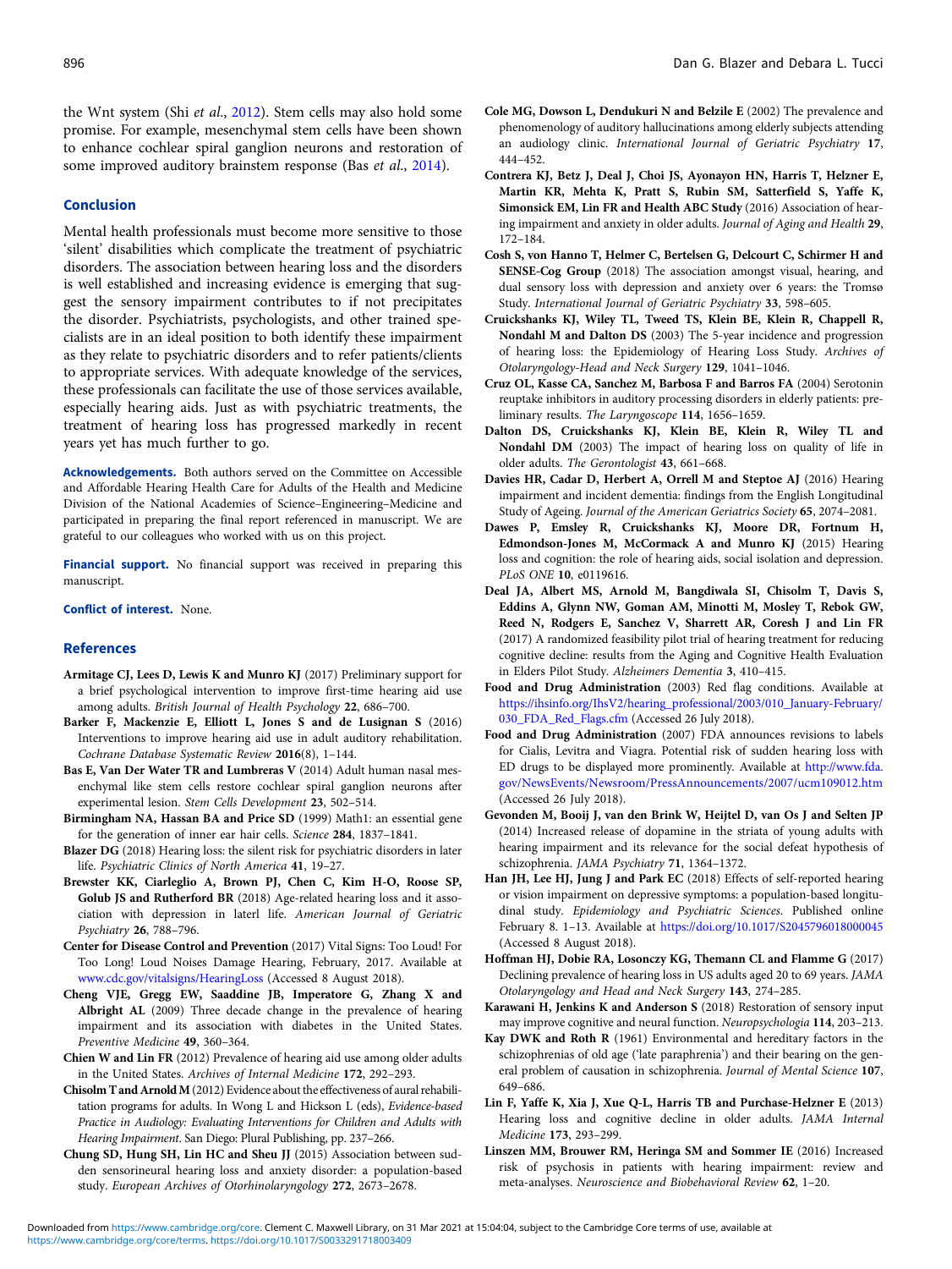the Wnt system (Shi *et al*., 2012). Stem cells may also hold some promise. For example, mesenchymal stem cells have been shown to enhance cochlear spiral ganglion neurons and restoration of some improved auditory brainstem response (Bas *et al*., 2014).

## Conclusion

Mental health professionals must become more sensitive to those 'silent' disabilities which complicate the treatment of psychiatric disorders. The association between hearing loss and the disorders is well established and increasing evidence is emerging that suggest the sensory impairment contributes to if not precipitates the disorder. Psychiatrists, psychologists, and other trained specialists are in an ideal position to both identify these impairment as they relate to psychiatric disorders and to refer patients/clients to appropriate services. With adequate knowledge of the services, these professionals can facilitate the use of those services available, especially hearing aids. Just as with psychiatric treatments, the treatment of hearing loss has progressed markedly in recent years yet has much further to go.

**Acknowledgements.** Both authors served on the Committee on Accessible and Affordable Hearing Health Care for Adults of the Health and Medicine Division of the National Academies of Science–Engineering–Medicine and participated in preparing the final report referenced in manuscript. We are grateful to our colleagues who worked with us on this project.

**Financial support.** No financial support was received in preparing this manuscript.

**Conflict of interest.** None.

## References

**Armitage CJ, Lees D, Lewis K and Munro KJ** (2017) Preliminary support for a brief psychological intervention to improve first-time hearing aid use among adults. *British Journal of Health Psychology* **22**, 686–700.

**Barker F, Mackenzie E, Elliott L, Jones S and de Lusignan S** (2016) Interventions to improve hearing aid use in adult auditory rehabilitation. *Cochrane Database Systematic Review* **2016**(8), 1–144.

**Bas E, Van Der Water TR and Lumbreras V** (2014) Adult human nasal mesenchymal like stem cells restore cochlear spiral ganglion neurons after experimental lesion. *Stem Cells Development* **23**, 502–514.

**Birmingham NA, Hassan BA and Price SD** (1999) Math1: an essential gene for the generation of inner ear hair cells. *Science* **284**, 1837–1841.

**Blazer DG** (2018) Hearing loss: the silent risk for psychiatric disorders in later life. *Psychiatric Clinics of North America* **41**, 19–27.

**Brewster KK, Ciarleglio A, Brown PJ, Chen C, Kim H-O, Roose SP, Golub JS and Rutherford BR** (2018) Age-related hearing loss and it association with depression in laterl life. *American Journal of Geriatric Psychiatry* **26**, 788–796.

**Center for Disease Control and Prevention** (2017) Vital Signs: Too Loud! For Too Long! Loud Noises Damage Hearing, February, 2017. Available at www.cdc.gov/vitalsigns/HearingLoss (Accessed 8 August 2018).

**Cheng VJE, Gregg EW, Saaddine JB, Imperatore G, Zhang X and Albright AL** (2009) Three decade change in the prevalence of hearing impairment and its association with diabetes in the United States. *Preventive Medicine* **49**, 360–364.

**Chien W and Lin FR** (2012) Prevalence of hearing aid use among older adults in the United States. *Archives of Internal Medicine* **172**, 292–293.

**Chisolm T and Arnold M** (2012) Evidence about the effectiveness of aural rehabilitation programs for adults. In Wong L and Hickson L (eds), *Evidence-based Practice in Audiology: Evaluating Interventions for Children and Adults with Hearing Impairment*. San Diego: Plural Publishing, pp. 237–266.

**Chung SD, Hung SH, Lin HC and Sheu JJ** (2015) Association between sudden sensorineural hearing loss and anxiety disorder: a population-based study. *European Archives of Otorhinolaryngology* **272**, 2673–2678.

**Cole MG, Dowson L, Dendukuri N and Belzile E** (2002) The prevalence and phenomenology of auditory hallucinations among elderly subjects attending an audiology clinic. *International Journal of Geriatric Psychiatry* **17**, 444–452.

**Contrera KJ, Betz J, Deal J, Choi JS, Ayonayon HN, Harris T, Helzner E, Martin KR, Mehta K, Pratt S, Rubin SM, Satterfield S, Yaffe K, Simonsick EM, Lin FR and Health ABC Study** (2016) Association of hearing impairment and anxiety in older adults. *Journal of Aging and Health* **29**, 172–184.

**Cosh S, von Hanno T, Helmer C, Bertelsen G, Delcourt C, Schirmer H and SENSE-Cog Group** (2018) The association amongst visual, hearing, and dual sensory loss with depression and anxiety over 6 years: the Tromsø Study. *International Journal of Geriatric Psychiatry* **33**, 598–605.

**Cruickshanks KJ, Wiley TL, Tweed TS, Klein BE, Klein R, Chappell R, Nondahl M and Dalton DS** (2003) The 5-year incidence and progression of hearing loss: the Epidemiology of Hearing Loss Study. *Archives of Otolaryngology-Head and Neck Surgery* **129**, 1041–1046.

**Cruz OL, Kasse CA, Sanchez M, Barbosa F and Barros FA** (2004) Serotonin reuptake inhibitors in auditory processing disorders in elderly patients: preliminary results. *The Laryngoscope* **114**, 1656–1659.

**Dalton DS, Cruickshanks KJ, Klein BE, Klein R, Wiley TL and Nondahl DM** (2003) The impact of hearing loss on quality of life in older adults. *The Gerontologist* **43**, 661–668.

**Davies HR, Cadar D, Herbert A, Orrell M and Steptoe AJ** (2016) Hearing impairment and incident dementia: findings from the English Longitudinal Study of Ageing. *Journal of the American Geriatrics Society* **65**, 2074–2081.

**Dawes P, Emsley R, Cruickshanks KJ, Moore DR, Fortnum H, Edmondson-Jones M, McCormack A and Munro KJ** (2015) Hearing loss and cognition: the role of hearing aids, social isolation and depression. *PLoS ONE* **10**, e0119616.

**Deal JA, Albert MS, Arnold M, Bangdiwala SI, Chisolm T, Davis S, Eddins A, Glynn NW, Goman AM, Minotti M, Mosley T, Rebok GW, Reed N, Rodgers E, Sanchez V, Sharrett AR, Coresh J and Lin FR** (2017) A randomized feasibility pilot trial of hearing treatment for reducing cognitive decline: results from the Aging and Cognitive Health Evaluation in Elders Pilot Study. *Alzheimers Dementia* **3**, 410–415.

**Food and Drug Administration** (2003) Red flag conditions. Available at https://ihsinfo.org/IhsV2/hearing_professional/2003/010_January-February/030_FDA_Red_Flags.cfm (Accessed 26 July 2018).

**Food and Drug Administration** (2007) FDA announces revisions to labels for Cialis, Levitra and Viagra. Potential risk of sudden hearing loss with ED drugs to be displayed more prominently. Available at http://www.fda.gov/NewsEvents/Newsroom/PressAnnouncements/2007/ucm109012.htm (Accessed 26 July 2018).

**Gevonden M, Booij J, van den Brink W, Heijtel D, van Os J and Selten JP** (2014) Increased release of dopamine in the striata of young adults with hearing impairment and its relevance for the social defeat hypothesis of schizophrenia. *JAMA Psychiatry* **71**, 1364–1372.

**Han JH, Lee HJ, Jung J and Park EC** (2018) Effects of self-reported hearing or vision impairment on depressive symptoms: a population-based longitudinal study. *Epidemiology and Psychiatric Sciences*. Published online February 8. 1–13. Available at https://doi.org/10.1017/S2045796018000045 (Accessed 8 August 2018).

**Hoffman HJ, Dobie RA, Losonczy KG, Themann CL and Flamme G** (2017) Declining prevalence of hearing loss in US adults aged 20 to 69 years. *JAMA Otolaryngology and Head and Neck Surgery* **143**, 274–285.

**Karawani H, Jenkins K and Anderson S** (2018) Restoration of sensory input may improve cognitive and neural function. *Neuropsychologia* **114**, 203–213.

**Kay DWK and Roth R** (1961) Environmental and hereditary factors in the schizophrenias of old age ('late paraphrenia') and their bearing on the general problem of causation in schizophrenia. *Journal of Mental Science* **107**, 649–686.

**Lin F, Yaffe K, Xia J, Xue Q-L, Harris TB and Purchase-Helzner E** (2013) Hearing loss and cognitive decline in older adults. *JAMA Internal Medicine* **173**, 293–299.

**Linszen MM, Brouwer RM, Heringa SM and Sommer IE** (2016) Increased risk of psychosis in patients with hearing impairment: review and meta-analyses. *Neuroscience and Biobehavioral Review* **62**, 1–20.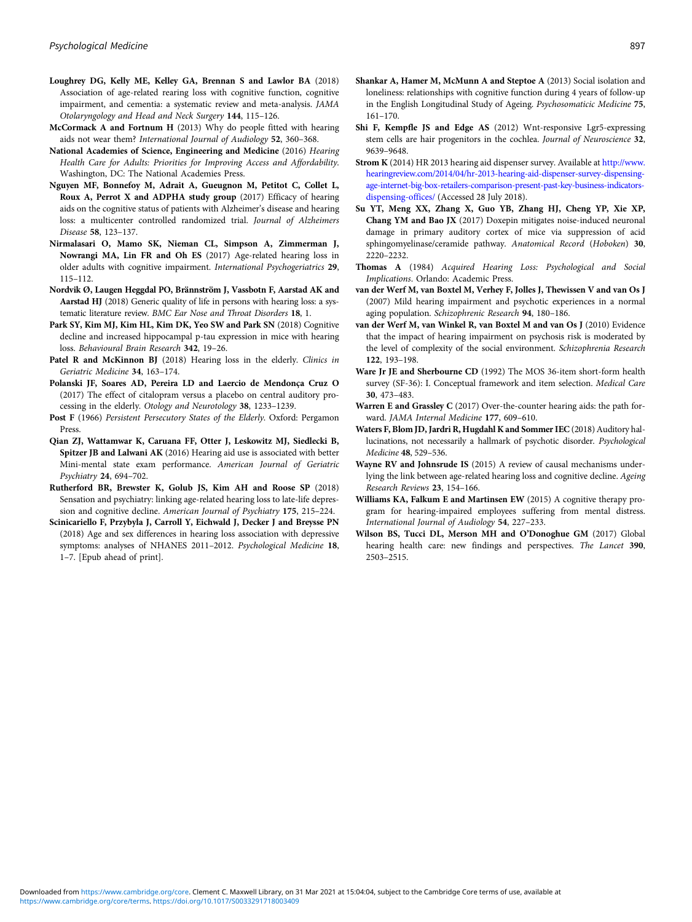**Loughrey DG, Kelly ME, Kelley GA, Brennan S and Lawlor BA** (2018) Association of age-related rearing loss with cognitive function, cognitive impairment, and cementia: a systematic review and meta-analysis. *JAMA Otolaryngology and Head and Neck Surgery* **144**, 115–126.

**McCormack A and Fortnum H** (2013) Why do people fitted with hearing aids not wear them? *International Journal of Audiology* **52**, 360–368.

**National Academies of Science, Engineering and Medicine** (2016) *Hearing Health Care for Adults: Priorities for Improving Access and Affordability*. Washington, DC: The National Academies Press.

**Nguyen MF, Bonnefoy M, Adrait A, Gueugnon M, Petitot C, Collet L, Roux A, Perrot X and ADPHA study group** (2017) Efficacy of hearing aids on the cognitive status of patients with Alzheimer's disease and hearing loss: a multicenter controlled randomized trial. *Journal of Alzheimers Disease* **58**, 123–137.

**Nirmalasari O, Mamo SK, Nieman CL, Simpson A, Zimmerman J, Nowrangi MA, Lin FR and Oh ES** (2017) Age-related hearing loss in older adults with cognitive impairment. *International Psychogeriatrics* **29**, 115–112.

**Nordvik Ø, Laugen Heggdal PO, Brännström J, Vassbotn F, Aarstad AK and Aarstad HJ** (2018) Generic quality of life in persons with hearing loss: a systematic literature review. *BMC Ear Nose and Throat Disorders* **18**, 1.

**Park SY, Kim MJ, Kim HL, Kim DK, Yeo SW and Park SN** (2018) Cognitive decline and increased hippocampal p-tau expression in mice with hearing loss. *Behavioural Brain Research* **342**, 19–26.

**Patel R and McKinnon BJ** (2018) Hearing loss in the elderly. *Clinics in Geriatric Medicine* **34**, 163–174.

**Polanski JF, Soares AD, Pereira LD and Laercio de Mendonça Cruz O** (2017) The effect of citalopram versus a placebo on central auditory processing in the elderly. *Otology and Neurotology* **38**, 1233–1239.

**Post F** (1966) *Persistent Persecutory States of the Elderly*. Oxford: Pergamon Press.

**Qian ZJ, Wattamwar K, Caruana FF, Otter J, Leskowitz MJ, Siedlecki B, Spitzer JB and Lalwani AK** (2016) Hearing aid use is associated with better Mini-mental state exam performance. *American Journal of Geriatric Psychiatry* **24**, 694–702.

**Rutherford BR, Brewster K, Golub JS, Kim AH and Roose SP** (2018) Sensation and psychiatry: linking age-related hearing loss to late-life depression and cognitive decline. *American Journal of Psychiatry* **175**, 215–224.

**Scinicariello F, Przybyla J, Carroll Y, Eichwald J, Decker J and Breysse PN** (2018) Age and sex differences in hearing loss association with depressive symptoms: analyses of NHANES 2011–2012. *Psychological Medicine* **18**, 1–7. [Epub ahead of print].

**Shankar A, Hamer M, McMunn A and Steptoe A** (2013) Social isolation and loneliness: relationships with cognitive function during 4 years of follow-up in the English Longitudinal Study of Ageing. *Psychosomaticic Medicine* **75**, 161–170.

**Shi F, Kempfle JS and Edge AS** (2012) Wnt-responsive Lgr5-expressing stem cells are hair progenitors in the cochlea. *Journal of Neuroscience* **32**, 9639–9648.

**Strom K** (2014) HR 2013 hearing aid dispenser survey. Available at http://www.hearingreview.com/2014/04/hr-2013-hearing-aid-dispenser-survey-dispensing-age-internet-big-box-retailers-comparison-present-past-key-business-indicators-dispensing-offices/ (Accessed 28 July 2018).

**Su YT, Meng XX, Zhang X, Guo YB, Zhang HJ, Cheng YP, Xie XP, Chang YM and Bao JX** (2017) Doxepin mitigates noise-induced neuronal damage in primary auditory cortex of mice via suppression of acid sphingomyelinase/ceramide pathway. *Anatomical Record* (*Hoboken*) **30**, 2220–2232.

**Thomas A** (1984) *Acquired Hearing Loss: Psychological and Social Implications*. Orlando: Academic Press.

**van der Werf M, van Boxtel M, Verhey F, Jolles J, Thewissen V and van Os J** (2007) Mild hearing impairment and psychotic experiences in a normal aging population. *Schizophrenic Research* **94**, 180–186.

**van der Werf M, van Winkel R, van Boxtel M and van Os J** (2010) Evidence that the impact of hearing impairment on psychosis risk is moderated by the level of complexity of the social environment. *Schizophrenia Research* **122**, 193–198.

**Ware Jr JE and Sherbourne CD** (1992) The MOS 36-item short-form health survey (SF-36): I. Conceptual framework and item selection. *Medical Care* **30**, 473–483.

**Warren E and Grassley C** (2017) Over-the-counter hearing aids: the path forward. *JAMA Internal Medicine* **177**, 609–610.

**Waters F, Blom JD, Jardri R, Hugdahl K and Sommer IEC** (2018) Auditory hallucinations, not necessarily a hallmark of psychotic disorder. *Psychological Medicine* **48**, 529–536.

**Wayne RV and Johnsrude IS** (2015) A review of causal mechanisms underlying the link between age-related hearing loss and cognitive decline. *Ageing Research Reviews* **23**, 154–166.

**Williams KA, Falkum E and Martinsen EW** (2015) A cognitive therapy program for hearing-impaired employees suffering from mental distress. *International Journal of Audiology* **54**, 227–233.

**Wilson BS, Tucci DL, Merson MH and O'Donoghue GM** (2017) Global hearing health care: new findings and perspectives. *The Lancet* **390**, 2503–2515.